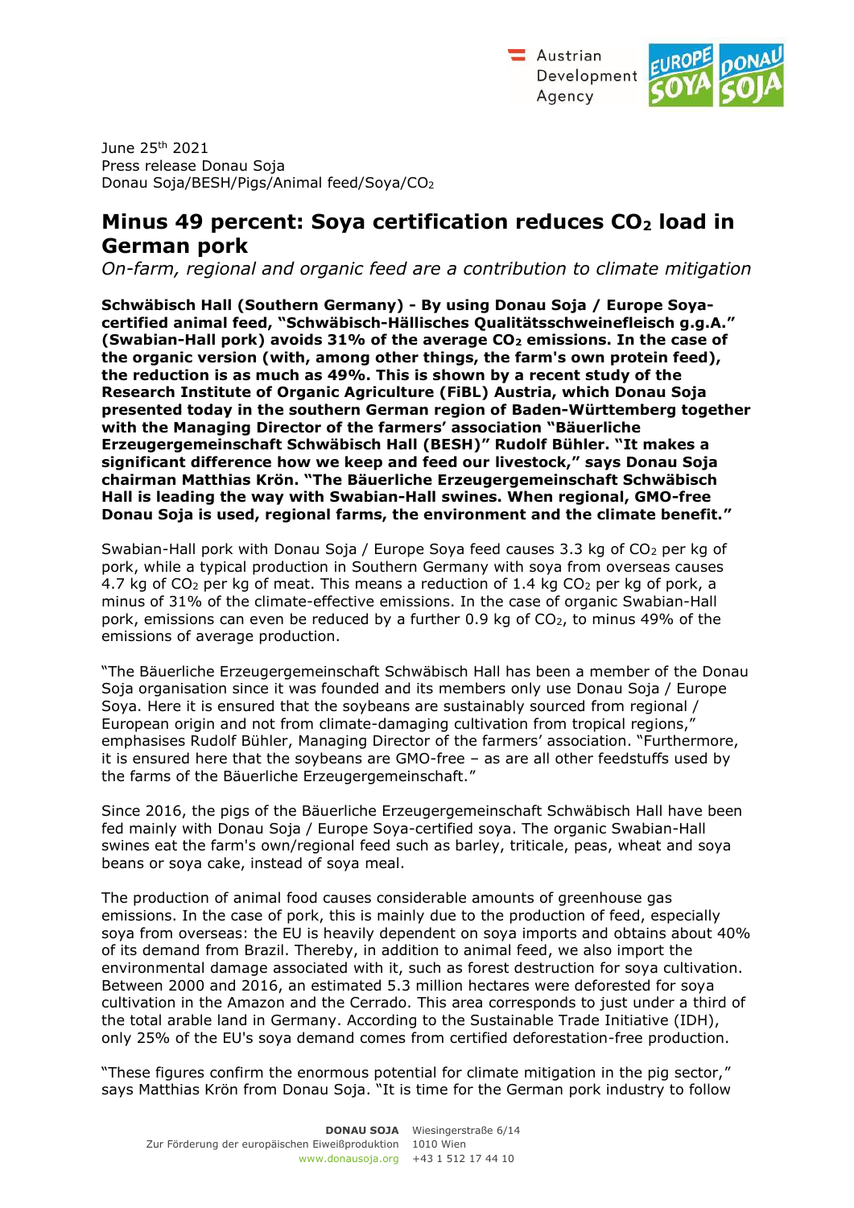June 25th 2021
Press release Donau Soja
Donau Soja/BESH/Pigs/Animal feed/Soya/$CO_2$

# Minus 49 percent: Soya certification reduces $CO_2$ load in German pork

*On-farm, regional and organic feed are a contribution to climate mitigation*

**Schwäbisch Hall (Southern Germany) - By using Donau Soja / Europe Soya-certified animal feed, "Schwäbisch-Hällisches Qualitätsschweinefleisch g.g.A." (Swabian-Hall pork) avoids 31% of the average $CO_2$ emissions. In the case of the organic version (with, among other things, the farm's own protein feed), the reduction is as much as 49%. This is shown by a recent study of the Research Institute of Organic Agriculture (FiBL) Austria, which Donau Soja presented today in the southern German region of Baden-Württemberg together with the Managing Director of the farmers' association "Bäuerliche Erzeugergemeinschaft Schwäbisch Hall (BESH)" Rudolf Bühler. "It makes a significant difference how we keep and feed our livestock," says Donau Soja chairman Matthias Krön. "The Bäuerliche Erzeugergemeinschaft Schwäbisch Hall is leading the way with Swabian-Hall swines. When regional, GMO-free Donau Soja is used, regional farms, the environment and the climate benefit."**

Swabian-Hall pork with Donau Soja / Europe Soya feed causes 3.3 kg of $CO_2$ per kg of pork, while a typical production in Southern Germany with soya from overseas causes 4.7 kg of $CO_2$ per kg of meat. This means a reduction of 1.4 kg $CO_2$ per kg of pork, a minus of 31% of the climate-effective emissions. In the case of organic Swabian-Hall pork, emissions can even be reduced by a further 0.9 kg of $CO_2$, to minus 49% of the emissions of average production.

"The Bäuerliche Erzeugergemeinschaft Schwäbisch Hall has been a member of the Donau Soja organisation since it was founded and its members only use Donau Soja / Europe Soya. Here it is ensured that the soybeans are sustainably sourced from regional / European origin and not from climate-damaging cultivation from tropical regions," emphasises Rudolf Bühler, Managing Director of the farmers' association. "Furthermore, it is ensured here that the soybeans are GMO-free – as are all other feedstuffs used by the farms of the Bäuerliche Erzeugergemeinschaft."

Since 2016, the pigs of the Bäuerliche Erzeugergemeinschaft Schwäbisch Hall have been fed mainly with Donau Soja / Europe Soya-certified soya. The organic Swabian-Hall swines eat the farm's own/regional feed such as barley, triticale, peas, wheat and soya beans or soya cake, instead of soya meal.

The production of animal food causes considerable amounts of greenhouse gas emissions. In the case of pork, this is mainly due to the production of feed, especially soya from overseas: the EU is heavily dependent on soya imports and obtains about 40% of its demand from Brazil. Thereby, in addition to animal feed, we also import the environmental damage associated with it, such as forest destruction for soya cultivation. Between 2000 and 2016, an estimated 5.3 million hectares were deforested for soya cultivation in the Amazon and the Cerrado. This area corresponds to just under a third of the total arable land in Germany. According to the Sustainable Trade Initiative (IDH), only 25% of the EU's soya demand comes from certified deforestation-free production.

"These figures confirm the enormous potential for climate mitigation in the pig sector," says Matthias Krön from Donau Soja. "It is time for the German pork industry to follow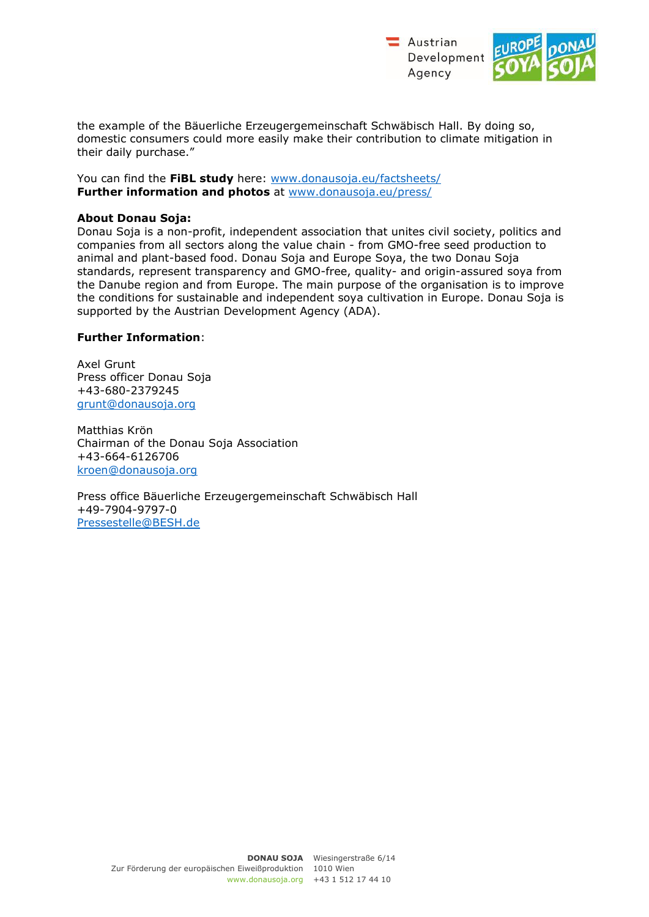the example of the Bäuerliche Erzeugergemeinschaft Schwäbisch Hall. By doing so, domestic consumers could more easily make their contribution to climate mitigation in their daily purchase."

You can find the **FiBL study** here: www.donausoja.eu/factsheets/
**Further information and photos** at www.donausoja.eu/press/

**About Donau Soja:**
Donau Soja is a non-profit, independent association that unites civil society, politics and companies from all sectors along the value chain - from GMO-free seed production to animal and plant-based food. Donau Soja and Europe Soya, the two Donau Soja standards, represent transparency and GMO-free, quality- and origin-assured soya from the Danube region and from Europe. The main purpose of the organisation is to improve the conditions for sustainable and independent soya cultivation in Europe. Donau Soja is supported by the Austrian Development Agency (ADA).

**Further Information**:

Axel Grunt
Press officer Donau Soja
+43-680-2379245
grunt@donausoja.org

Matthias Krön
Chairman of the Donau Soja Association
+43-664-6126706
kroen@donausoja.org

Press office Bäuerliche Erzeugergemeinschaft Schwäbisch Hall
+49-7904-9797-0
Pressestelle@BESH.de